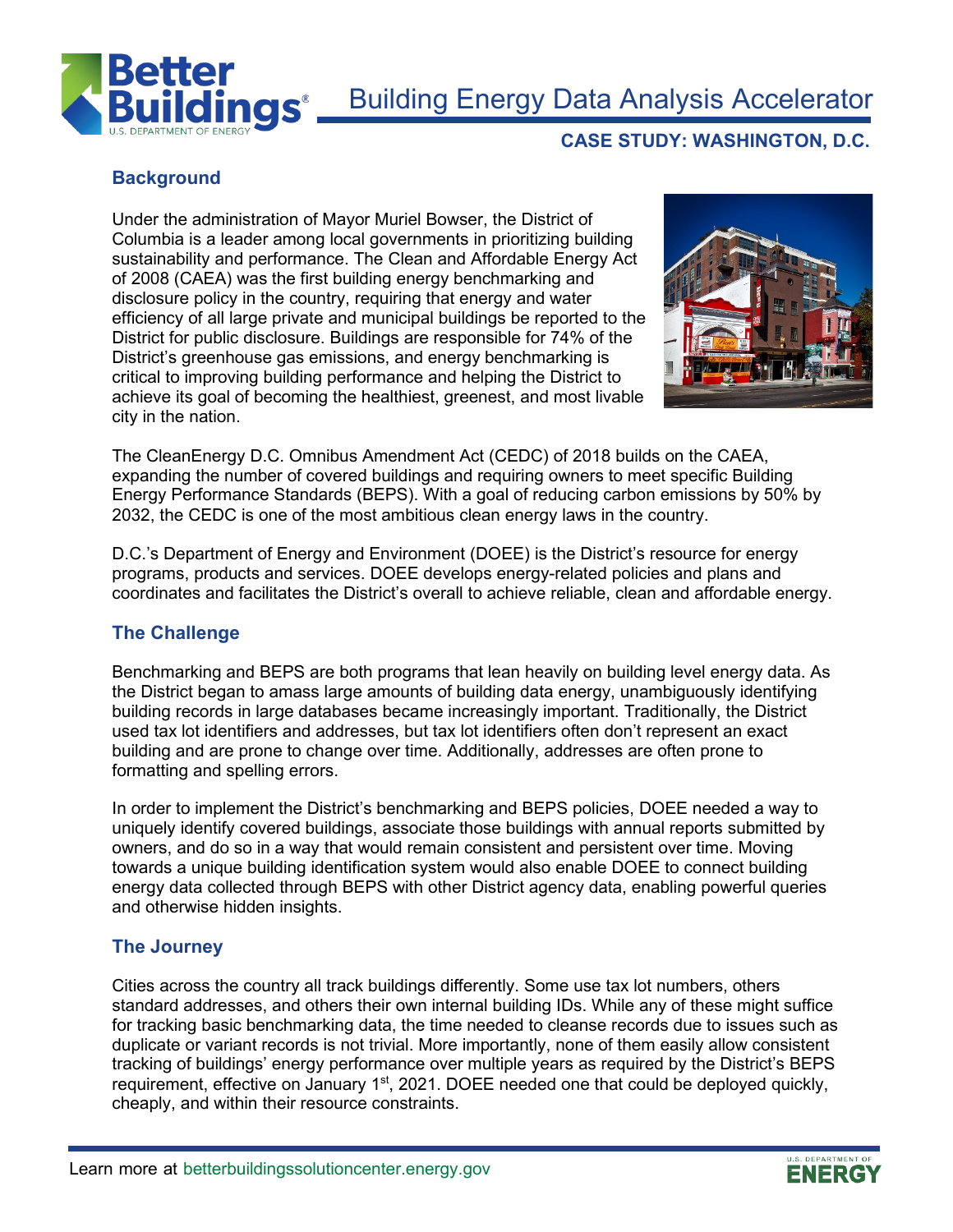# Building Energy Data Analysis Accelerator

## CASE STUDY: WASHINGTON, D.C.

### Background

Under the administration of Mayor Muriel Bowser, the District of Columbia is a leader among local governments in prioritizing building sustainability and performance. The Clean and Affordable Energy Act of 2008 (CAEA) was the first building energy benchmarking and disclosure policy in the country, requiring that energy and water efficiency of all large private and municipal buildings be reported to the District for public disclosure. Buildings are responsible for 74% of the District's greenhouse gas emissions, and energy benchmarking is critical to improving building performance and helping the District to achieve its goal of becoming the healthiest, greenest, and most livable city in the nation.

The CleanEnergy D.C. Omnibus Amendment Act (CEDC) of 2018 builds on the CAEA, expanding the number of covered buildings and requiring owners to meet specific Building Energy Performance Standards (BEPS). With a goal of reducing carbon emissions by 50% by 2032, the CEDC is one of the most ambitious clean energy laws in the country.

D.C.'s Department of Energy and Environment (DOEE) is the District's resource for energy programs, products and services. DOEE develops energy-related policies and plans and coordinates and facilitates the District's overall to achieve reliable, clean and affordable energy.

### The Challenge

Benchmarking and BEPS are both programs that lean heavily on building level energy data. As the District began to amass large amounts of building data energy, unambiguously identifying building records in large databases became increasingly important. Traditionally, the District used tax lot identifiers and addresses, but tax lot identifiers often don't represent an exact building and are prone to change over time. Additionally, addresses are often prone to formatting and spelling errors.

In order to implement the District's benchmarking and BEPS policies, DOEE needed a way to uniquely identify covered buildings, associate those buildings with annual reports submitted by owners, and do so in a way that would remain consistent and persistent over time. Moving towards a unique building identification system would also enable DOEE to connect building energy data collected through BEPS with other District agency data, enabling powerful queries and otherwise hidden insights.

### The Journey

Cities across the country all track buildings differently. Some use tax lot numbers, others standard addresses, and others their own internal building IDs. While any of these might suffice for tracking basic benchmarking data, the time needed to cleanse records due to issues such as duplicate or variant records is not trivial. More importantly, none of them easily allow consistent tracking of buildings' energy performance over multiple years as required by the District's BEPS requirement, effective on January 1st, 2021. DOEE needed one that could be deployed quickly, cheaply, and within their resource constraints.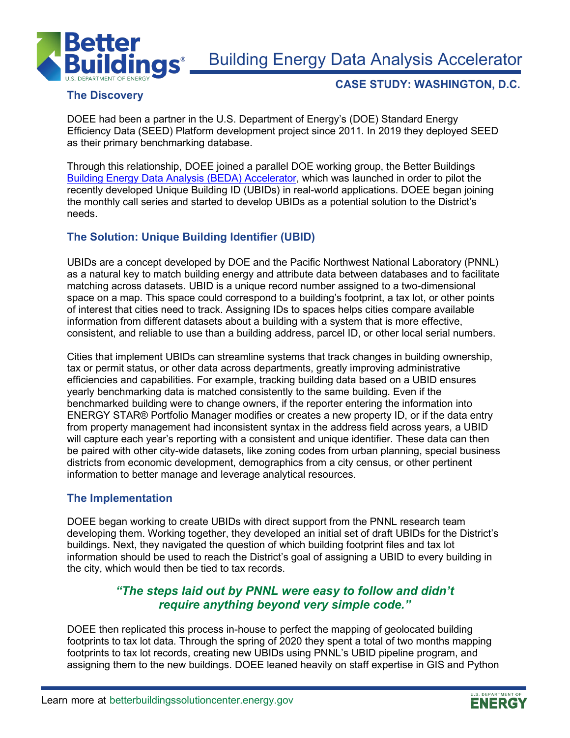## The Discovery

DOEE had been a partner in the U.S. Department of Energy's (DOE) Standard Energy Efficiency Data (SEED) Platform development project since 2011. In 2019 they deployed SEED as their primary benchmarking database.

Through this relationship, DOEE joined a parallel DOE working group, the Better Buildings [Building Energy Data Analysis (BEDA) Accelerator](), which was launched in order to pilot the recently developed Unique Building ID (UBIDs) in real-world applications. DOEE began joining the monthly call series and started to develop UBIDs as a potential solution to the District's needs.

## The Solution: Unique Building Identifier (UBID)

UBIDs are a concept developed by DOE and the Pacific Northwest National Laboratory (PNNL) as a natural key to match building energy and attribute data between databases and to facilitate matching across datasets. UBID is a unique record number assigned to a two-dimensional space on a map. This space could correspond to a building's footprint, a tax lot, or other points of interest that cities need to track. Assigning IDs to spaces helps cities compare available information from different datasets about a building with a system that is more effective, consistent, and reliable to use than a building address, parcel ID, or other local serial numbers.

Cities that implement UBIDs can streamline systems that track changes in building ownership, tax or permit status, or other data across departments, greatly improving administrative efficiencies and capabilities. For example, tracking building data based on a UBID ensures yearly benchmarking data is matched consistently to the same building. Even if the benchmarked building were to change owners, if the reporter entering the information into ENERGY STAR® Portfolio Manager modifies or creates a new property ID, or if the data entry from property management had inconsistent syntax in the address field across years, a UBID will capture each year's reporting with a consistent and unique identifier. These data can then be paired with other city-wide datasets, like zoning codes from urban planning, special business districts from economic development, demographics from a city census, or other pertinent information to better manage and leverage analytical resources.

## The Implementation

DOEE began working to create UBIDs with direct support from the PNNL research team developing them. Working together, they developed an initial set of draft UBIDs for the District's buildings. Next, they navigated the question of which building footprint files and tax lot information should be used to reach the District's goal of assigning a UBID to every building in the city, which would then be tied to tax records.

> ***"The steps laid out by PNNL were easy to follow and didn't require anything beyond very simple code."***

DOEE then replicated this process in-house to perfect the mapping of geolocated building footprints to tax lot data. Through the spring of 2020 they spent a total of two months mapping footprints to tax lot records, creating new UBIDs using PNNL's UBID pipeline program, and assigning them to the new buildings. DOEE leaned heavily on staff expertise in GIS and Python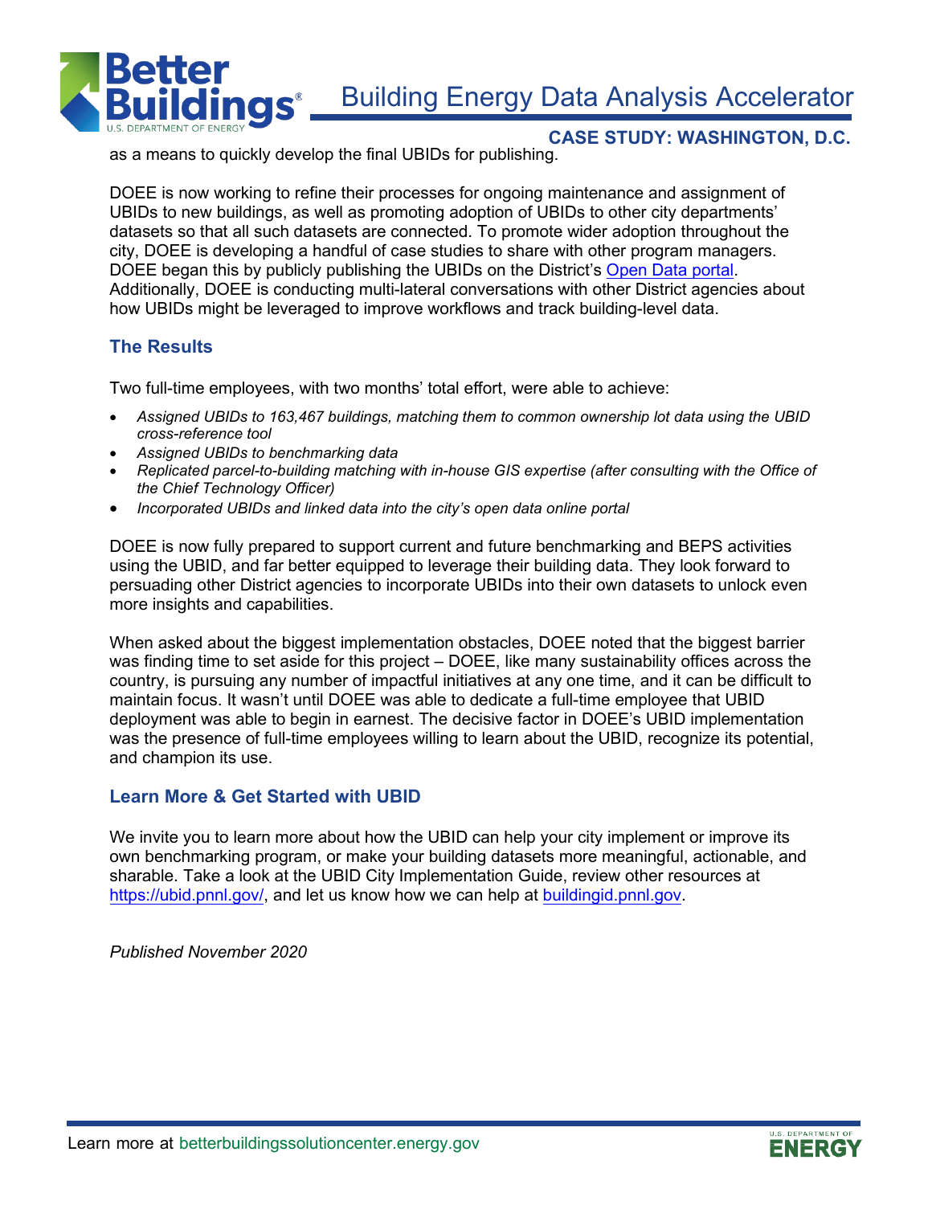as a means to quickly develop the final UBIDs for publishing.

DOEE is now working to refine their processes for ongoing maintenance and assignment of UBIDs to new buildings, as well as promoting adoption of UBIDs to other city departments' datasets so that all such datasets are connected. To promote wider adoption throughout the city, DOEE is developing a handful of case studies to share with other program managers. DOEE began this by publicly publishing the UBIDs on the District's [Open Data portal](). Additionally, DOEE is conducting multi-lateral conversations with other District agencies about how UBIDs might be leveraged to improve workflows and track building-level data.

## The Results

Two full-time employees, with two months' total effort, were able to achieve:

- *Assigned UBIDs to 163,467 buildings, matching them to common ownership lot data using the UBID cross-reference tool*
- *Assigned UBIDs to benchmarking data*
- *Replicated parcel-to-building matching with in-house GIS expertise (after consulting with the Office of the Chief Technology Officer)*
- *Incorporated UBIDs and linked data into the city's open data online portal*

DOEE is now fully prepared to support current and future benchmarking and BEPS activities using the UBID, and far better equipped to leverage their building data. They look forward to persuading other District agencies to incorporate UBIDs into their own datasets to unlock even more insights and capabilities.

When asked about the biggest implementation obstacles, DOEE noted that the biggest barrier was finding time to set aside for this project – DOEE, like many sustainability offices across the country, is pursuing any number of impactful initiatives at any one time, and it can be difficult to maintain focus. It wasn't until DOEE was able to dedicate a full-time employee that UBID deployment was able to begin in earnest. The decisive factor in DOEE's UBID implementation was the presence of full-time employees willing to learn about the UBID, recognize its potential, and champion its use.

## Learn More & Get Started with UBID

We invite you to learn more about how the UBID can help your city implement or improve its own benchmarking program, or make your building datasets more meaningful, actionable, and sharable. Take a look at the UBID City Implementation Guide, review other resources at https://ubid.pnnl.gov/, and let us know how we can help at buildingid.pnnl.gov.

*Published November 2020*